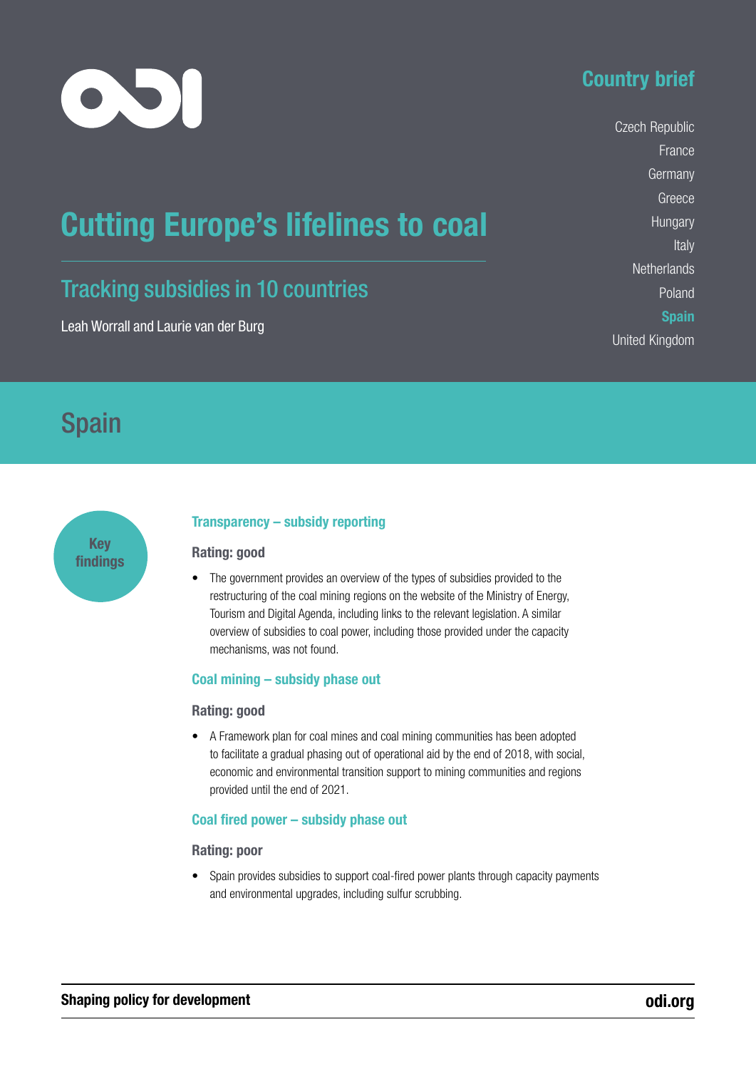# Cutting Europe's lifelines to coal

## Tracking subsidies in 10 countries

Leah Worrall and Laurie van der Burg

**Country brief**

Czech Republic
France
Germany
Greece
Hungary
Italy
Netherlands
Poland
**Spain**
United Kingdom

# Spain

**Key findings**

### Transparency – subsidy reporting

**Rating: good**

- The government provides an overview of the types of subsidies provided to the restructuring of the coal mining regions on the website of the Ministry of Energy, Tourism and Digital Agenda, including links to the relevant legislation. A similar overview of subsidies to coal power, including those provided under the capacity mechanisms, was not found.

### Coal mining – subsidy phase out

**Rating: good**

- A Framework plan for coal mines and coal mining communities has been adopted to facilitate a gradual phasing out of operational aid by the end of 2018, with social, economic and environmental transition support to mining communities and regions provided until the end of 2021.

### Coal fired power – subsidy phase out

**Rating: poor**

- Spain provides subsidies to support coal-fired power plants through capacity payments and environmental upgrades, including sulfur scrubbing.

**Shaping policy for development** **odi.org**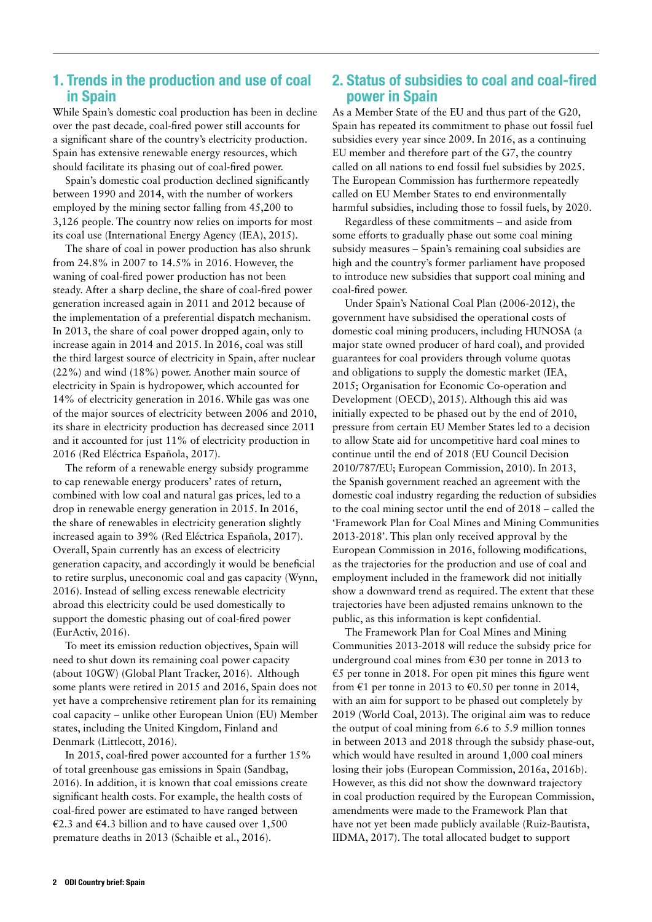## 1. Trends in the production and use of coal in Spain

While Spain's domestic coal production has been in decline over the past decade, coal-fired power still accounts for a significant share of the country's electricity production. Spain has extensive renewable energy resources, which should facilitate its phasing out of coal-fired power.

Spain's domestic coal production declined significantly between 1990 and 2014, with the number of workers employed by the mining sector falling from 45,200 to 3,126 people. The country now relies on imports for most its coal use (International Energy Agency (IEA), 2015).

The share of coal in power production has also shrunk from 24.8% in 2007 to 14.5% in 2016. However, the waning of coal-fired power production has not been steady. After a sharp decline, the share of coal-fired power generation increased again in 2011 and 2012 because of the implementation of a preferential dispatch mechanism. In 2013, the share of coal power dropped again, only to increase again in 2014 and 2015. In 2016, coal was still the third largest source of electricity in Spain, after nuclear (22%) and wind (18%) power. Another main source of electricity in Spain is hydropower, which accounted for 14% of electricity generation in 2016. While gas was one of the major sources of electricity between 2006 and 2010, its share in electricity production has decreased since 2011 and it accounted for just 11% of electricity production in 2016 (Red Eléctrica Española, 2017).

The reform of a renewable energy subsidy programme to cap renewable energy producers' rates of return, combined with low coal and natural gas prices, led to a drop in renewable energy generation in 2015. In 2016, the share of renewables in electricity generation slightly increased again to 39% (Red Eléctrica Española, 2017). Overall, Spain currently has an excess of electricity generation capacity, and accordingly it would be beneficial to retire surplus, uneconomic coal and gas capacity (Wynn, 2016). Instead of selling excess renewable electricity abroad this electricity could be used domestically to support the domestic phasing out of coal-fired power (EurActiv, 2016).

To meet its emission reduction objectives, Spain will need to shut down its remaining coal power capacity (about 10GW) (Global Plant Tracker, 2016). Although some plants were retired in 2015 and 2016, Spain does not yet have a comprehensive retirement plan for its remaining coal capacity – unlike other European Union (EU) Member states, including the United Kingdom, Finland and Denmark (Littlecott, 2016).

In 2015, coal-fired power accounted for a further 15% of total greenhouse gas emissions in Spain (Sandbag, 2016). In addition, it is known that coal emissions create significant health costs. For example, the health costs of coal-fired power are estimated to have ranged between €2.3 and €4.3 billion and to have caused over 1,500 premature deaths in 2013 (Schaible et al., 2016).

## 2. Status of subsidies to coal and coal-fired power in Spain

As a Member State of the EU and thus part of the G20, Spain has repeated its commitment to phase out fossil fuel subsidies every year since 2009. In 2016, as a continuing EU member and therefore part of the G7, the country called on all nations to end fossil fuel subsidies by 2025. The European Commission has furthermore repeatedly called on EU Member States to end environmentally harmful subsidies, including those to fossil fuels, by 2020.

Regardless of these commitments – and aside from some efforts to gradually phase out some coal mining subsidy measures – Spain's remaining coal subsidies are high and the country's former parliament have proposed to introduce new subsidies that support coal mining and coal-fired power.

Under Spain's National Coal Plan (2006-2012), the government have subsidised the operational costs of domestic coal mining producers, including HUNOSA (a major state owned producer of hard coal), and provided guarantees for coal providers through volume quotas and obligations to supply the domestic market (IEA, 2015; Organisation for Economic Co-operation and Development (OECD), 2015). Although this aid was initially expected to be phased out by the end of 2010, pressure from certain EU Member States led to a decision to allow State aid for uncompetitive hard coal mines to continue until the end of 2018 (EU Council Decision 2010/787/EU; European Commission, 2010). In 2013, the Spanish government reached an agreement with the domestic coal industry regarding the reduction of subsidies to the coal mining sector until the end of 2018 – called the 'Framework Plan for Coal Mines and Mining Communities 2013-2018'. This plan only received approval by the European Commission in 2016, following modifications, as the trajectories for the production and use of coal and employment included in the framework did not initially show a downward trend as required. The extent that these trajectories have been adjusted remains unknown to the public, as this information is kept confidential.

The Framework Plan for Coal Mines and Mining Communities 2013-2018 will reduce the subsidy price for underground coal mines from €30 per tonne in 2013 to €5 per tonne in 2018. For open pit mines this figure went from €1 per tonne in 2013 to €0.50 per tonne in 2014, with an aim for support to be phased out completely by 2019 (World Coal, 2013). The original aim was to reduce the output of coal mining from 6.6 to 5.9 million tonnes in between 2013 and 2018 through the subsidy phase-out, which would have resulted in around 1,000 coal miners losing their jobs (European Commission, 2016a, 2016b). However, as this did not show the downward trajectory in coal production required by the European Commission, amendments were made to the Framework Plan that have not yet been made publicly available (Ruiz-Bautista, IIDMA, 2017). The total allocated budget to support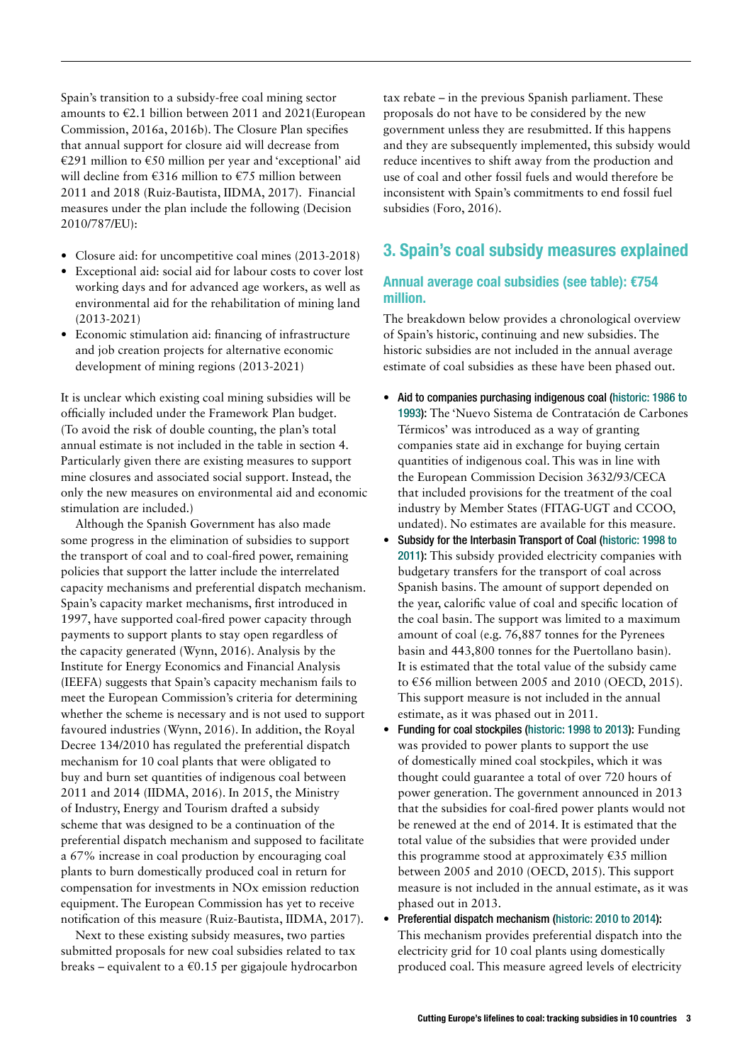Spain's transition to a subsidy-free coal mining sector amounts to €2.1 billion between 2011 and 2021(European Commission, 2016a, 2016b). The Closure Plan specifies that annual support for closure aid will decrease from €291 million to €50 million per year and 'exceptional' aid will decline from €316 million to €75 million between 2011 and 2018 (Ruiz-Bautista, IIDMA, 2017). Financial measures under the plan include the following (Decision 2010/787/EU):

- Closure aid: for uncompetitive coal mines (2013-2018)
- Exceptional aid: social aid for labour costs to cover lost working days and for advanced age workers, as well as environmental aid for the rehabilitation of mining land (2013-2021)
- Economic stimulation aid: financing of infrastructure and job creation projects for alternative economic development of mining regions (2013-2021)

It is unclear which existing coal mining subsidies will be officially included under the Framework Plan budget. (To avoid the risk of double counting, the plan's total annual estimate is not included in the table in section 4. Particularly given there are existing measures to support mine closures and associated social support. Instead, the only the new measures on environmental aid and economic stimulation are included.)

Although the Spanish Government has also made some progress in the elimination of subsidies to support the transport of coal and to coal-fired power, remaining policies that support the latter include the interrelated capacity mechanisms and preferential dispatch mechanism. Spain's capacity market mechanisms, first introduced in 1997, have supported coal-fired power capacity through payments to support plants to stay open regardless of the capacity generated (Wynn, 2016). Analysis by the Institute for Energy Economics and Financial Analysis (IEEFA) suggests that Spain's capacity mechanism fails to meet the European Commission's criteria for determining whether the scheme is necessary and is not used to support favoured industries (Wynn, 2016). In addition, the Royal Decree 134/2010 has regulated the preferential dispatch mechanism for 10 coal plants that were obligated to buy and burn set quantities of indigenous coal between 2011 and 2014 (IIDMA, 2016). In 2015, the Ministry of Industry, Energy and Tourism drafted a subsidy scheme that was designed to be a continuation of the preferential dispatch mechanism and supposed to facilitate a 67% increase in coal production by encouraging coal plants to burn domestically produced coal in return for compensation for investments in NOx emission reduction equipment. The European Commission has yet to receive notification of this measure (Ruiz-Bautista, IIDMA, 2017).

Next to these existing subsidy measures, two parties submitted proposals for new coal subsidies related to tax breaks – equivalent to a €0.15 per gigajoule hydrocarbon tax rebate – in the previous Spanish parliament. These proposals do not have to be considered by the new government unless they are resubmitted. If this happens and they are subsequently implemented, this subsidy would reduce incentives to shift away from the production and use of coal and other fossil fuels and would therefore be inconsistent with Spain's commitments to end fossil fuel subsidies (Foro, 2016).

## 3. Spain's coal subsidy measures explained

### Annual average coal subsidies (see table): €754 million.

The breakdown below provides a chronological overview of Spain's historic, continuing and new subsidies. The historic subsidies are not included in the annual average estimate of coal subsidies as these have been phased out.

- **Aid to companies purchasing indigenous coal (historic: 1986 to 1993):** The 'Nuevo Sistema de Contratación de Carbones Térmicos' was introduced as a way of granting companies state aid in exchange for buying certain quantities of indigenous coal. This was in line with the European Commission Decision 3632/93/CECA that included provisions for the treatment of the coal industry by Member States (FITAG-UGT and CCOO, undated). No estimates are available for this measure.
- **Subsidy for the Interbasin Transport of Coal (historic: 1998 to 2011):** This subsidy provided electricity companies with budgetary transfers for the transport of coal across Spanish basins. The amount of support depended on the year, calorific value of coal and specific location of the coal basin. The support was limited to a maximum amount of coal (e.g. 76,887 tonnes for the Pyrenees basin and 443,800 tonnes for the Puertollano basin). It is estimated that the total value of the subsidy came to €56 million between 2005 and 2010 (OECD, 2015). This support measure is not included in the annual estimate, as it was phased out in 2011.
- **Funding for coal stockpiles (historic: 1998 to 2013):** Funding was provided to power plants to support the use of domestically mined coal stockpiles, which it was thought could guarantee a total of over 720 hours of power generation. The government announced in 2013 that the subsidies for coal-fired power plants would not be renewed at the end of 2014. It is estimated that the total value of the subsidies that were provided under this programme stood at approximately €35 million between 2005 and 2010 (OECD, 2015). This support measure is not included in the annual estimate, as it was phased out in 2013.
- **Preferential dispatch mechanism (historic: 2010 to 2014):** This mechanism provides preferential dispatch into the electricity grid for 10 coal plants using domestically produced coal. This measure agreed levels of electricity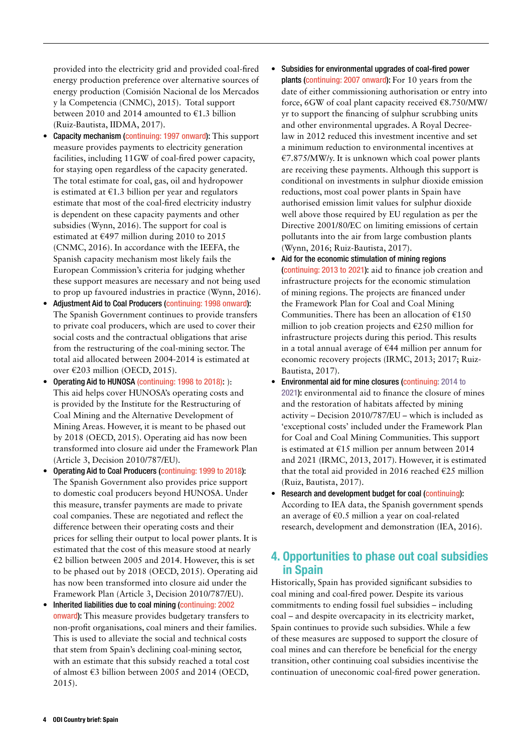provided into the electricity grid and provided coal-fired energy production preference over alternative sources of energy production (Comisión Nacional de los Mercados y la Competencia (CNMC), 2015). Total support between 2010 and 2014 amounted to €1.3 billion (Ruiz-Bautista, IIDMA, 2017).

- **Capacity mechanism (continuing: 1997 onward):** This support measure provides payments to electricity generation facilities, including 11GW of coal-fired power capacity, for staying open regardless of the capacity generated. The total estimate for coal, gas, oil and hydropower is estimated at €1.3 billion per year and regulators estimate that most of the coal-fired electricity industry is dependent on these capacity payments and other subsidies (Wynn, 2016). The support for coal is estimated at €497 million during 2010 to 2015 (CNMC, 2016). In accordance with the IEEFA, the Spanish capacity mechanism most likely fails the European Commission's criteria for judging whether these support measures are necessary and not being used to prop up favoured industries in practice (Wynn, 2016).
- **Adjustment Aid to Coal Producers (continuing: 1998 onward):** The Spanish Government continues to provide transfers to private coal producers, which are used to cover their social costs and the contractual obligations that arise from the restructuring of the coal-mining sector. The total aid allocated between 2004-2014 is estimated at over €203 million (OECD, 2015).
- **Operating Aid to HUNOSA (continuing: 1998 to 2018):** ): This aid helps cover HUNOSA's operating costs and is provided by the Institute for the Restructuring of Coal Mining and the Alternative Development of Mining Areas. However, it is meant to be phased out by 2018 (OECD, 2015). Operating aid has now been transformed into closure aid under the Framework Plan (Article 3, Decision 2010/787/EU).
- **Operating Aid to Coal Producers (continuing: 1999 to 2018):** The Spanish Government also provides price support to domestic coal producers beyond HUNOSA. Under this measure, transfer payments are made to private coal companies. These are negotiated and reflect the difference between their operating costs and their prices for selling their output to local power plants. It is estimated that the cost of this measure stood at nearly €2 billion between 2005 and 2014. However, this is set to be phased out by 2018 (OECD, 2015). Operating aid has now been transformed into closure aid under the Framework Plan (Article 3, Decision 2010/787/EU).
- **Inherited liabilities due to coal mining (continuing: 2002 onward):** This measure provides budgetary transfers to non-profit organisations, coal miners and their families. This is used to alleviate the social and technical costs that stem from Spain's declining coal-mining sector, with an estimate that this subsidy reached a total cost of almost €3 billion between 2005 and 2014 (OECD, 2015).
- **Subsidies for environmental upgrades of coal-fired power plants (continuing: 2007 onward):** For 10 years from the date of either commissioning authorisation or entry into force, 6GW of coal plant capacity received €8.750/MW/yr to support the financing of sulphur scrubbing units and other environmental upgrades. A Royal Decree-law in 2012 reduced this investment incentive and set a minimum reduction to environmental incentives at €7.875/MW/y. It is unknown which coal power plants are receiving these payments. Although this support is conditional on investments in sulphur dioxide emission reductions, most coal power plants in Spain have authorised emission limit values for sulphur dioxide well above those required by EU regulation as per the Directive 2001/80/EC on limiting emissions of certain pollutants into the air from large combustion plants (Wynn, 2016; Ruiz-Bautista, 2017).
- **Aid for the economic stimulation of mining regions (continuing: 2013 to 2021):** aid to finance job creation and infrastructure projects for the economic stimulation of mining regions. The projects are financed under the Framework Plan for Coal and Coal Mining Communities. There has been an allocation of €150 million to job creation projects and €250 million for infrastructure projects during this period. This results in a total annual average of €44 million per annum for economic recovery projects (IRMC, 2013; 2017; Ruiz-Bautista, 2017).
- **Environmental aid for mine closures (continuing: 2014 to 2021):** environmental aid to finance the closure of mines and the restoration of habitats affected by mining activity – Decision 2010/787/EU – which is included as 'exceptional costs' included under the Framework Plan for Coal and Coal Mining Communities. This support is estimated at €15 million per annum between 2014 and 2021 (IRMC, 2013, 2017). However, it is estimated that the total aid provided in 2016 reached €25 million (Ruiz, Bautista, 2017).
- **Research and development budget for coal (continuing):** According to IEA data, the Spanish government spends an average of €0.5 million a year on coal-related research, development and demonstration (IEA, 2016).

## 4. Opportunities to phase out coal subsidies in Spain

Historically, Spain has provided significant subsidies to coal mining and coal-fired power. Despite its various commitments to ending fossil fuel subsidies – including coal – and despite overcapacity in its electricity market, Spain continues to provide such subsidies. While a few of these measures are supposed to support the closure of coal mines and can therefore be beneficial for the energy transition, other continuing coal subsidies incentivise the continuation of uneconomic coal-fired power generation.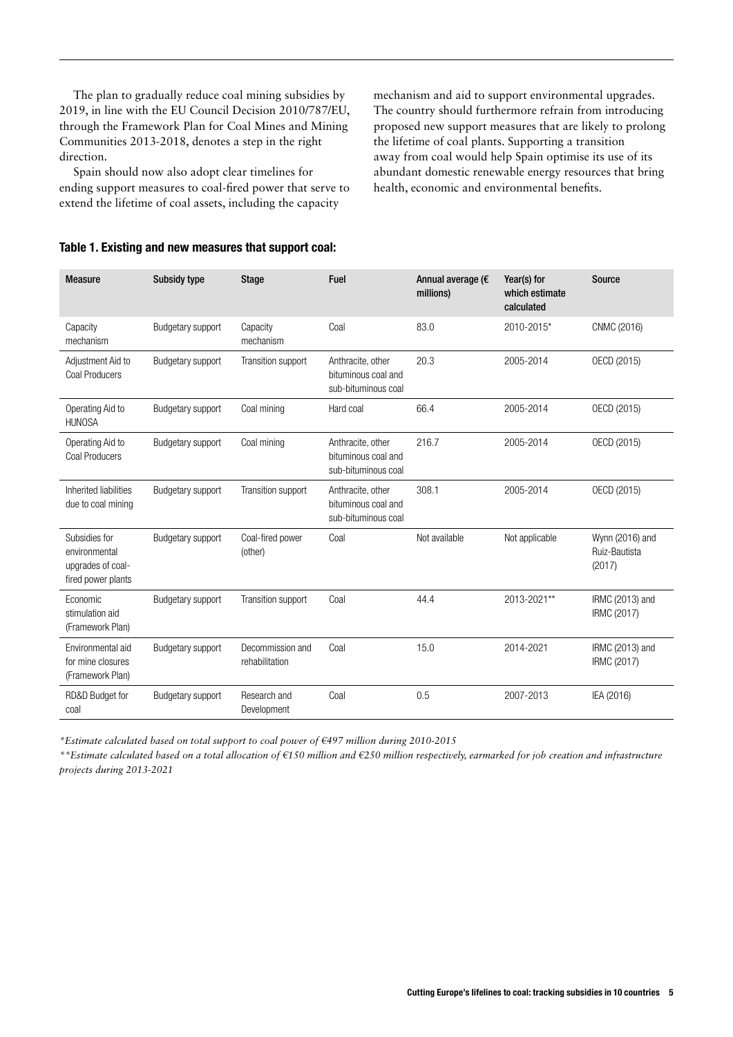The plan to gradually reduce coal mining subsidies by 2019, in line with the EU Council Decision 2010/787/EU, through the Framework Plan for Coal Mines and Mining Communities 2013-2018, denotes a step in the right direction.

Spain should now also adopt clear timelines for ending support measures to coal-fired power that serve to extend the lifetime of coal assets, including the capacity mechanism and aid to support environmental upgrades. The country should furthermore refrain from introducing proposed new support measures that are likely to prolong the lifetime of coal plants. Supporting a transition away from coal would help Spain optimise its use of its abundant domestic renewable energy resources that bring health, economic and environmental benefits.

**Table 1. Existing and new measures that support coal:**

| Measure | Subsidy type | Stage | Fuel | Annual average (€ millions) | Year(s) for which estimate calculated | Source |
|---|---|---|---|---|---|---|
| Capacity mechanism | Budgetary support | Capacity mechanism | Coal | 83.0 | 2010-2015* | CNMC (2016) |
| Adjustment Aid to Coal Producers | Budgetary support | Transition support | Anthracite, other bituminous coal and sub-bituminous coal | 20.3 | 2005-2014 | OECD (2015) |
| Operating Aid to HUNOSA | Budgetary support | Coal mining | Hard coal | 66.4 | 2005-2014 | OECD (2015) |
| Operating Aid to Coal Producers | Budgetary support | Coal mining | Anthracite, other bituminous coal and sub-bituminous coal | 216.7 | 2005-2014 | OECD (2015) |
| Inherited liabilities due to coal mining | Budgetary support | Transition support | Anthracite, other bituminous coal and sub-bituminous coal | 308.1 | 2005-2014 | OECD (2015) |
| Subsidies for environmental upgrades of coal-fired power plants | Budgetary support | Coal-fired power (other) | Coal | Not available | Not applicable | Wynn (2016) and Ruiz-Bautista (2017) |
| Economic stimulation aid (Framework Plan) | Budgetary support | Transition support | Coal | 44.4 | 2013-2021** | IRMC (2013) and IRMC (2017) |
| Environmental aid for mine closures (Framework Plan) | Budgetary support | Decommission and rehabilitation | Coal | 15.0 | 2014-2021 | IRMC (2013) and IRMC (2017) |
| RD&D Budget for coal | Budgetary support | Research and Development | Coal | 0.5 | 2007-2013 | IEA (2016) |

*\*Estimate calculated based on total support to coal power of €497 million during 2010-2015*

*\*\*Estimate calculated based on a total allocation of €150 million and €250 million respectively, earmarked for job creation and infrastructure projects during 2013-2021*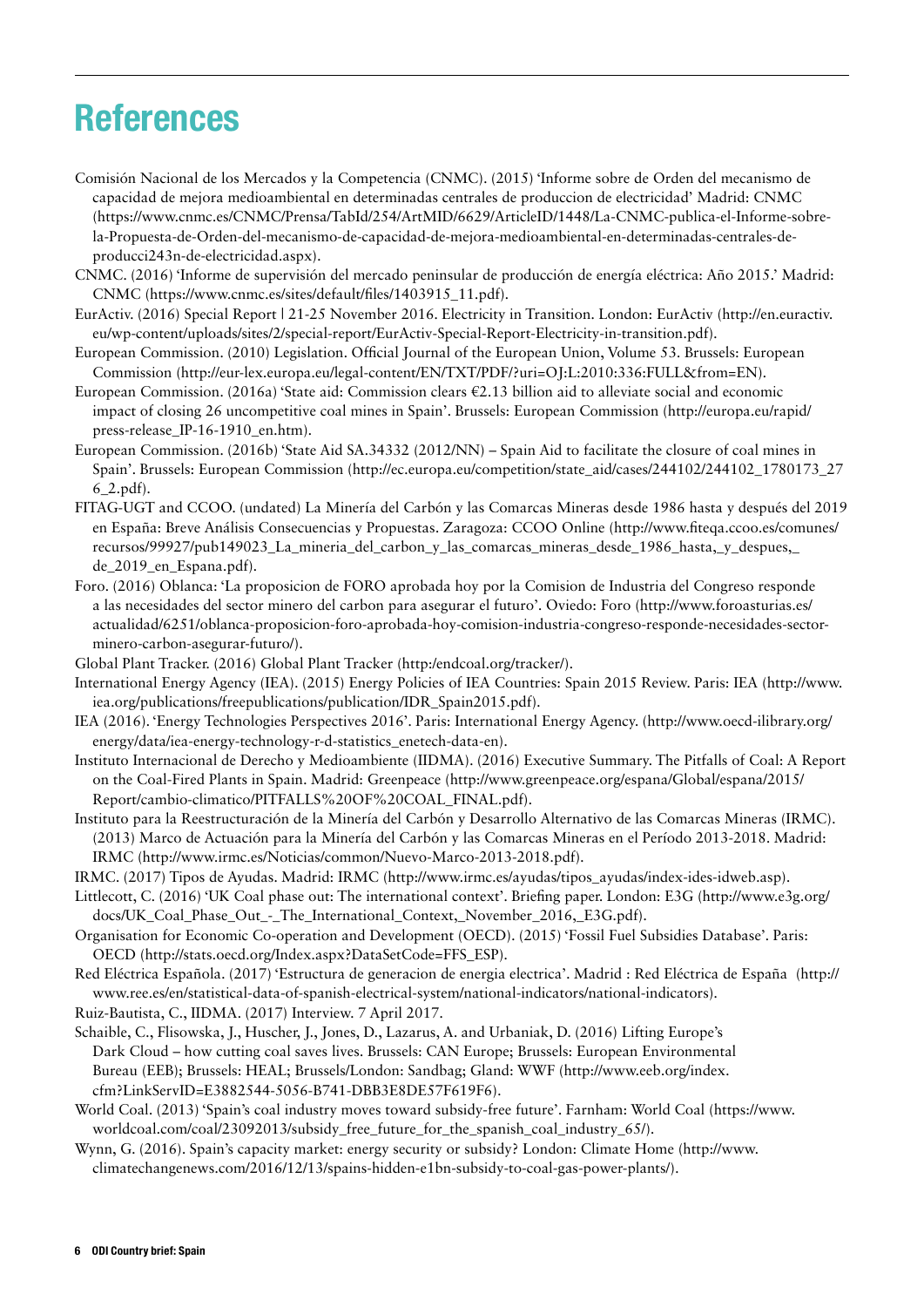# References

Comisión Nacional de los Mercados y la Competencia (CNMC). (2015) 'Informe sobre de Orden del mecanismo de capacidad de mejora medioambiental en determinadas centrales de produccion de electricidad' Madrid: CNMC (https://www.cnmc.es/CNMC/Prensa/TabId/254/ArtMID/6629/ArticleID/1448/La-CNMC-publica-el-Informe-sobre-la-Propuesta-de-Orden-del-mecanismo-de-capacidad-de-mejora-medioambiental-en-determinadas-centrales-de-producci243n-de-electricidad.aspx).

CNMC. (2016) 'Informe de supervisión del mercado peninsular de producción de energía eléctrica: Año 2015.' Madrid: CNMC (https://www.cnmc.es/sites/default/files/1403915_11.pdf).

EurActiv. (2016) Special Report | 21-25 November 2016. Electricity in Transition. London: EurActiv (http://en.euractiv.eu/wp-content/uploads/sites/2/special-report/EurActiv-Special-Report-Electricity-in-transition.pdf).

European Commission. (2010) Legislation. Official Journal of the European Union, Volume 53. Brussels: European Commission (http://eur-lex.europa.eu/legal-content/EN/TXT/PDF/?uri=OJ:L:2010:336:FULL&from=EN).

European Commission. (2016a) 'State aid: Commission clears €2.13 billion aid to alleviate social and economic impact of closing 26 uncompetitive coal mines in Spain'. Brussels: European Commission (http://europa.eu/rapid/press-release_IP-16-1910_en.htm).

European Commission. (2016b) 'State Aid SA.34332 (2012/NN) – Spain Aid to facilitate the closure of coal mines in Spain'. Brussels: European Commission (http://ec.europa.eu/competition/state_aid/cases/244102/244102_1780173_276_2.pdf).

FITAG-UGT and CCOO. (undated) La Minería del Carbón y las Comarcas Mineras desde 1986 hasta y después del 2019 en España: Breve Análisis Consecuencias y Propuestas. Zaragoza: CCOO Online (http://www.fiteqa.ccoo.es/comunes/recursos/99927/pub149023_La_mineria_del_carbon_y_las_comarcas_mineras_desde_1986_hasta,_y_despues,_de_2019_en_Espana.pdf).

Foro. (2016) Oblanca: 'La proposicion de FORO aprobada hoy por la Comision de Industria del Congreso responde a las necesidades del sector minero del carbon para asegurar el futuro'. Oviedo: Foro (http://www.foroasturias.es/actualidad/6251/oblanca-proposicion-foro-aprobada-hoy-comision-industria-congreso-responde-necesidades-sector-minero-carbon-asegurar-futuro/).

Global Plant Tracker. (2016) Global Plant Tracker (http:/endcoal.org/tracker/).

International Energy Agency (IEA). (2015) Energy Policies of IEA Countries: Spain 2015 Review. Paris: IEA (http://www.iea.org/publications/freepublications/publication/IDR_Spain2015.pdf).

IEA (2016). 'Energy Technologies Perspectives 2016'. Paris: International Energy Agency. (http://www.oecd-ilibrary.org/energy/data/iea-energy-technology-r-d-statistics_enetech-data-en).

Instituto Internacional de Derecho y Medioambiente (IIDMA). (2016) Executive Summary. The Pitfalls of Coal: A Report on the Coal-Fired Plants in Spain. Madrid: Greenpeace (http://www.greenpeace.org/espana/Global/espana/2015/Report/cambio-climatico/PITFALLS%20OF%20COAL_FINAL.pdf).

Instituto para la Reestructuración de la Minería del Carbón y Desarrollo Alternativo de las Comarcas Mineras (IRMC). (2013) Marco de Actuación para la Minería del Carbón y las Comarcas Mineras en el Período 2013-2018. Madrid: IRMC (http://www.irmc.es/Noticias/common/Nuevo-Marco-2013-2018.pdf).

IRMC. (2017) Tipos de Ayudas. Madrid: IRMC (http://www.irmc.es/ayudas/tipos_ayudas/index-ides-idweb.asp).

Littlecott, C. (2016) 'UK Coal phase out: The international context'. Briefing paper. London: E3G (http://www.e3g.org/docs/UK_Coal_Phase_Out_-_The_International_Context,_November_2016,_E3G.pdf).

Organisation for Economic Co-operation and Development (OECD). (2015) 'Fossil Fuel Subsidies Database'. Paris: OECD (http://stats.oecd.org/Index.aspx?DataSetCode=FFS_ESP).

Red Eléctrica Española. (2017) 'Estructura de generacion de energia electrica'. Madrid : Red Eléctrica de España (http://www.ree.es/en/statistical-data-of-spanish-electrical-system/national-indicators/national-indicators).

Ruiz-Bautista, C., IIDMA. (2017) Interview. 7 April 2017.

Schaible, C., Flisowska, J., Huscher, J., Jones, D., Lazarus, A. and Urbaniak, D. (2016) Lifting Europe's Dark Cloud – how cutting coal saves lives. Brussels: CAN Europe; Brussels: European Environmental Bureau (EEB); Brussels: HEAL; Brussels/London: Sandbag; Gland: WWF (http://www.eeb.org/index.cfm?LinkServID=E3882544-5056-B741-DBB3E8DE57F619F6).

World Coal. (2013) 'Spain's coal industry moves toward subsidy-free future'. Farnham: World Coal (https://www.worldcoal.com/coal/23092013/subsidy_free_future_for_the_spanish_coal_industry_65/).

Wynn, G. (2016). Spain's capacity market: energy security or subsidy? London: Climate Home (http://www.climatechangenews.com/2016/12/13/spains-hidden-e1bn-subsidy-to-coal-gas-power-plants/).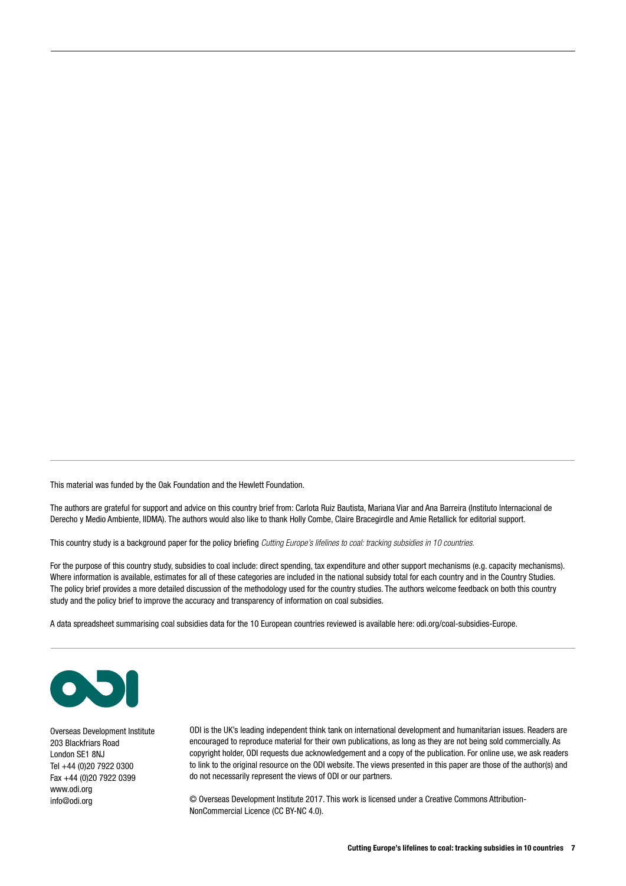This material was funded by the Oak Foundation and the Hewlett Foundation.

The authors are grateful for support and advice on this country brief from: Carlota Ruiz Bautista, Mariana Viar and Ana Barreira (Instituto Internacional de Derecho y Medio Ambiente, IIDMA). The authors would also like to thank Holly Combe, Claire Bracegirdle and Amie Retallick for editorial support.

This country study is a background paper for the policy briefing *Cutting Europe's lifelines to coal: tracking subsidies in 10 countries.*

For the purpose of this country study, subsidies to coal include: direct spending, tax expenditure and other support mechanisms (e.g. capacity mechanisms). Where information is available, estimates for all of these categories are included in the national subsidy total for each country and in the Country Studies. The policy brief provides a more detailed discussion of the methodology used for the country studies. The authors welcome feedback on both this country study and the policy brief to improve the accuracy and transparency of information on coal subsidies.

A data spreadsheet summarising coal subsidies data for the 10 European countries reviewed is available here: odi.org/coal-subsidies-Europe.

Overseas Development Institute
203 Blackfriars Road
London SE1 8NJ
Tel +44 (0)20 7922 0300
Fax +44 (0)20 7922 0399
www.odi.org
info@odi.org

ODI is the UK's leading independent think tank on international development and humanitarian issues. Readers are encouraged to reproduce material for their own publications, as long as they are not being sold commercially. As copyright holder, ODI requests due acknowledgement and a copy of the publication. For online use, we ask readers to link to the original resource on the ODI website. The views presented in this paper are those of the author(s) and do not necessarily represent the views of ODI or our partners.

© Overseas Development Institute 2017. This work is licensed under a Creative Commons Attribution-NonCommercial Licence (CC BY-NC 4.0).